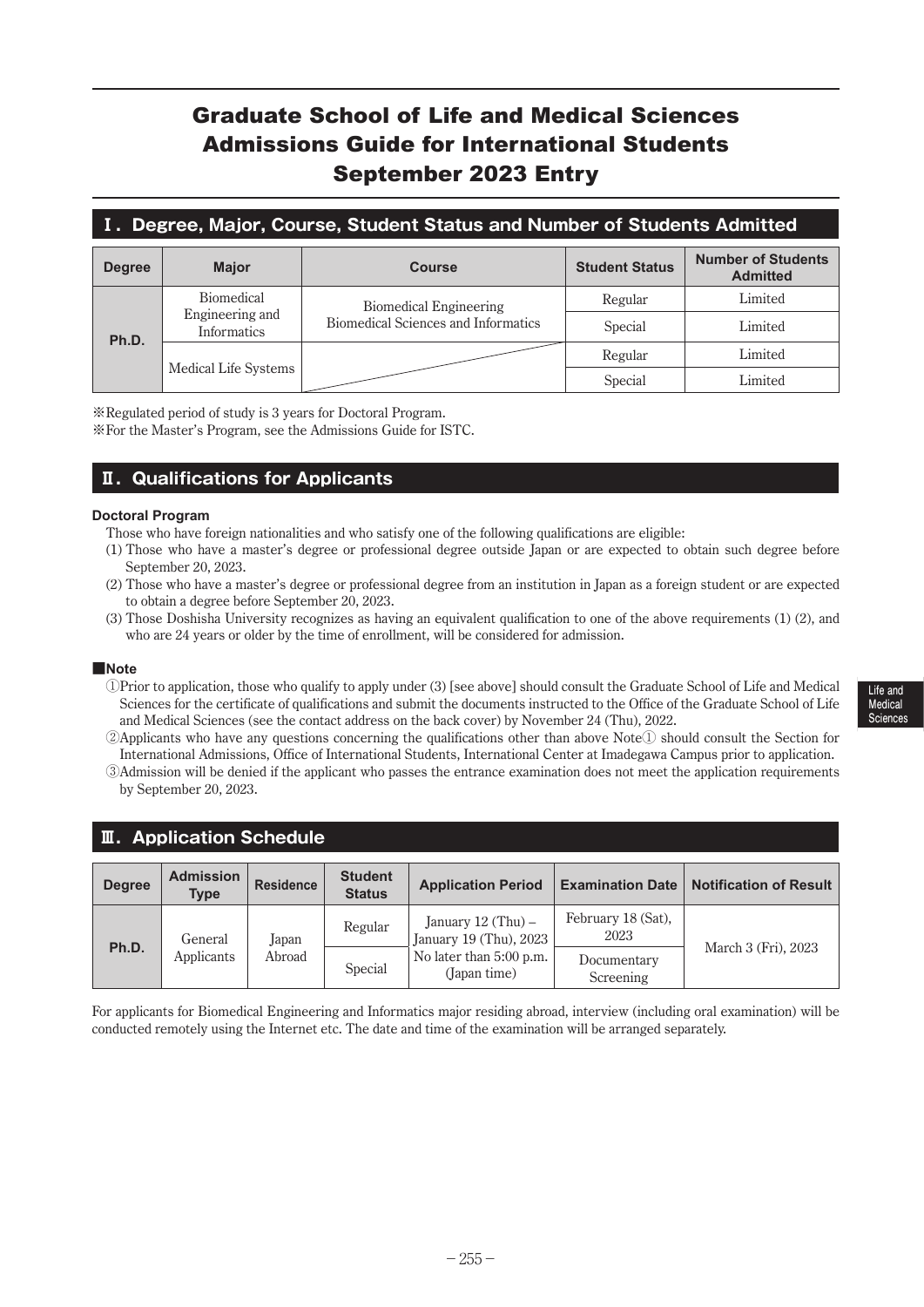# Graduate School of Life and Medical Sciences Admissions Guide for International Students September 2023 Entry

## Ⅰ. Degree, Major, Course, Student Status and Number of Students Admitted

| Degree | Major | Course | Student Status | Number of Students Admitted |
|---|---|---|---|---|
| Ph.D. | Biomedical Engineering and Informatics | Biomedical Engineering<br>Biomedical Sciences and Informatics | Regular | Limited |
| | | | Special | Limited |
| | Medical Life Systems | | Regular | Limited |
| | | | Special | Limited |

※Regulated period of study is 3 years for Doctoral Program.
※For the Master's Program, see the Admissions Guide for ISTC.

## Ⅱ. Qualifications for Applicants

**Doctoral Program**

Those who have foreign nationalities and who satisfy one of the following qualifications are eligible:

(1) Those who have a master's degree or professional degree outside Japan or are expected to obtain such degree before September 20, 2023.

(2) Those who have a master's degree or professional degree from an institution in Japan as a foreign student or are expected to obtain a degree before September 20, 2023.

(3) Those Doshisha University recognizes as having an equivalent qualification to one of the above requirements (1) (2), and who are 24 years or older by the time of enrollment, will be considered for admission.

**■Note**

①Prior to application, those who qualify to apply under (3) [see above] should consult the Graduate School of Life and Medical Sciences for the certificate of qualifications and submit the documents instructed to the Office of the Graduate School of Life and Medical Sciences (see the contact address on the back cover) by November 24 (Thu), 2022.

②Applicants who have any questions concerning the qualifications other than above Note① should consult the Section for International Admissions, Office of International Students, International Center at Imadegawa Campus prior to application.

③Admission will be denied if the applicant who passes the entrance examination does not meet the application requirements by September 20, 2023.

## Ⅲ. Application Schedule

| Degree | Admission Type | Residence | Student Status | Application Period | Examination Date | Notification of Result |
|---|---|---|---|---|---|---|
| Ph.D. | General Applicants | Japan Abroad | Regular | January 12 (Thu) – January 19 (Thu), 2023<br>No later than 5:00 p.m. (Japan time) | February 18 (Sat), 2023 | March 3 (Fri), 2023 |
| | | | Special | | Documentary Screening | |

For applicants for Biomedical Engineering and Informatics major residing abroad, interview (including oral examination) will be conducted remotely using the Internet etc. The date and time of the examination will be arranged separately.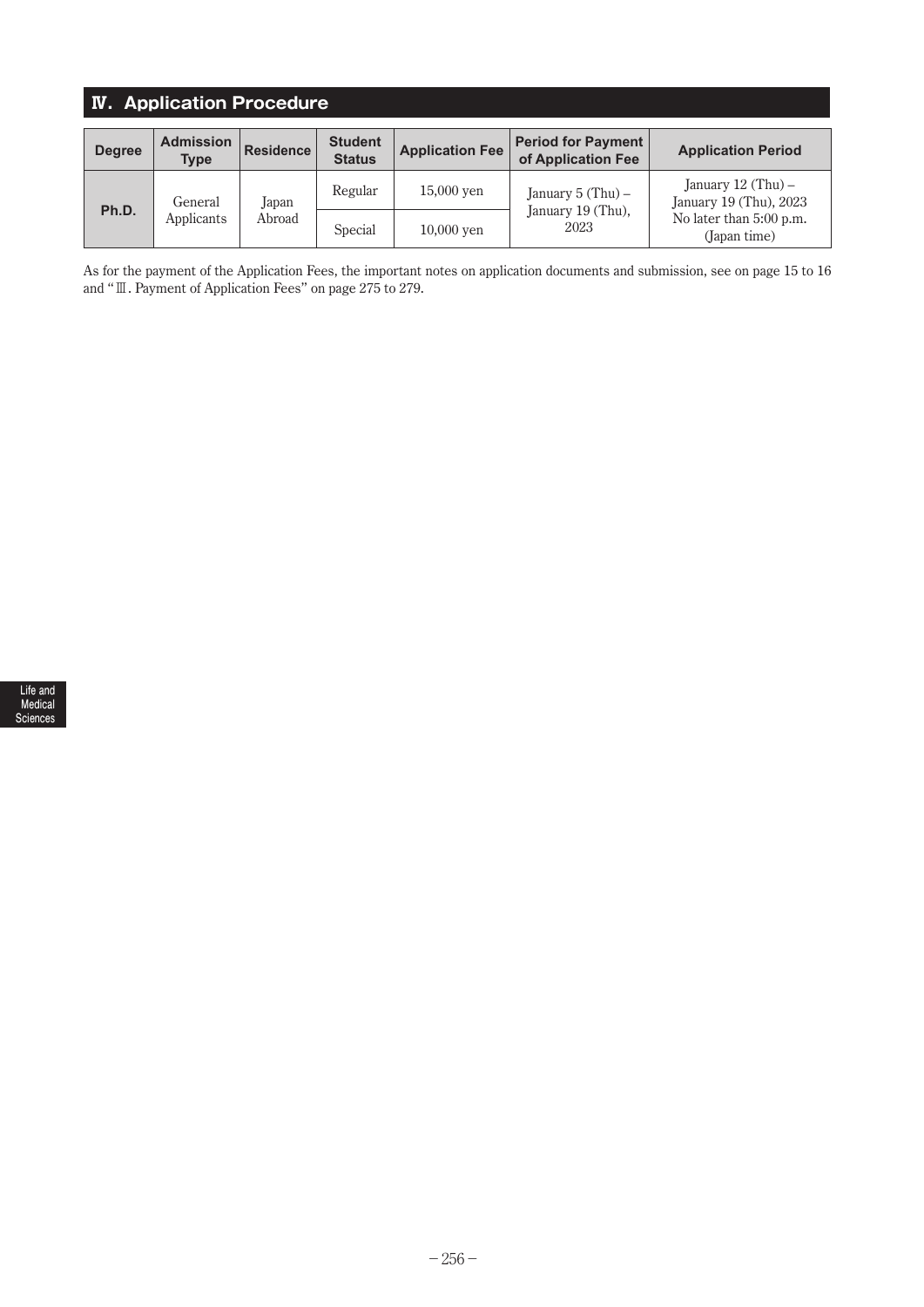## Ⅳ. Application Procedure

| Degree | Admission Type | Residence | Student Status | Application Fee | Period for Payment of Application Fee | Application Period |
|---|---|---|---|---|---|---|
| Ph.D. | General Applicants | Japan Abroad | Regular | 15,000 yen | January 5 (Thu) – January 19 (Thu), 2023 | January 12 (Thu) – January 19 (Thu), 2023 No later than 5:00 p.m. (Japan time) |
| | | | Special | 10,000 yen | | |

As for the payment of the Application Fees, the important notes on application documents and submission, see on page 15 to 16 and "Ⅲ. Payment of Application Fees" on page 275 to 279.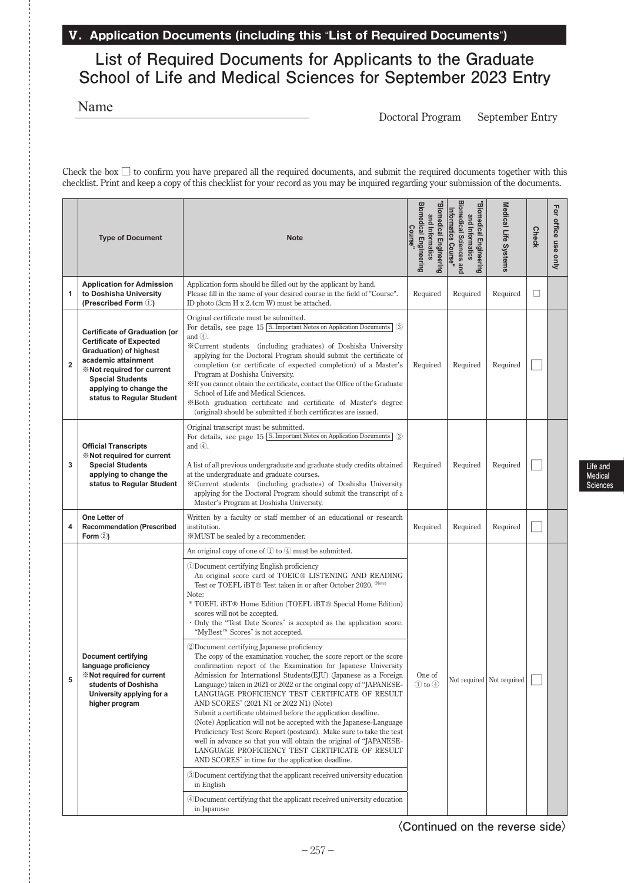## Ⅴ. Application Documents (including this "List of Required Documents")

# List of Required Documents for Applicants to the Graduate School of Life and Medical Sciences for September 2023 Entry

Name ______________________________ Doctoral Program　September Entry

Check the box □ to confirm you have prepared all the required documents, and submit the required documents together with this checklist. Print and keep a copy of this checklist for your record as you may be inquired regarding your submission of the documents.

| | Type of Document | Note | Biomedical Engineering "Biomedical Engineering and Informatics Course" | Biomedical Sciences and Informatics "Biomedical Engineering and Informatics Course" | Medical Life Systems | Check | For office use only |
|---|---|---|---|---|---|---|---|
| 1 | **Application for Admission to Doshisha University (Prescribed Form ①)** | Application form should be filled out by the applicant by hand.<br>Please fill in the name of your desired course in the field of "Course".<br>ID photo (3cm H x 2.4cm W) must be attached. | Required | Required | Required | □ | |
| 2 | **Certificate of Graduation (or Certificate of Expected Graduation) of highest academic attainment<br>※Not required for current Special Students applying to change the status to Regular Student** | Original certificate must be submitted.<br>For details, see page 15 [5. Important Notes on Application Documents] ③ and ④.<br>※Current students (including graduates) of Doshisha University applying for the Doctoral Program should submit the certificate of completion (or certificate of expected completion) of a Master's Program at Doshisha University.<br>※If you cannot obtain the certificate, contact the Office of the Graduate School of Life and Medical Sciences.<br>※Both graduation certificate and certificate of Master's degree (original) should be submitted if both certificates are issued. | Required | Required | Required | □ | |
| 3 | **Official Transcripts<br>※Not required for current Special Students applying to change the status to Regular Student** | Original transcript must be submitted.<br>For details, see page 15 [5. Important Notes on Application Documents] ③ and ④.<br>A list of all previous undergraduate and graduate study credits obtained at the undergraduate and graduate courses.<br>※Current students (including graduates) of Doshisha University applying for the Doctoral Program should submit the transcript of a Master's Program at Doshisha University. | Required | Required | Required | □ | |
| 4 | **One Letter of Recommendation (Prescribed Form ②)** | Written by a faculty or staff member of an educational or research institution.<br>※MUST be sealed by a recommender. | Required | Required | Required | □ | |
| 5 | **Document certifying language proficiency<br>※Not required for current students of Doshisha University applying for a higher program** | An original copy of one of ① to ④ must be submitted.<br><br>①Document certifying English proficiency<br>An original score card of TOEIC® LISTENING AND READING Test or TOEFL iBT® Test taken in or after October 2020. (Note)<br>Note:<br>* TOEFL iBT® Home Edition (TOEFL iBT® Special Home Edition) scores will not be accepted.<br>· Only the "Test Date Scores" is accepted as the application score. "MyBest™ Scores" is not accepted.<br><br>②Document certifying Japanese proficiency<br>The copy of the examination voucher, the score report or the score confirmation report of the Examination for Japanese University Admission for Internationsl Students(EJU) (Japanese as a Foreign Language) taken in 2021 or 2022 or the original copy of "JAPANESE-LANGUAGE PROFICIENCY TEST CERTIFICATE OF RESULT AND SCORES" (2021 N1 or 2022 N1) (Note)<br>Submit a certificate obtained before the application deadline.<br>(Note) Application will not be accepted with the Japanese-Language Proficiency Test Score Report (postcard). Make sure to take the test well in advance so that you will obtain the original of "JAPANESE-LANGUAGE PROFICIENCY TEST CERTIFICATE OF RESULT AND SCORES" in time for the application deadline.<br><br>③Document certifying that the applicant received university education in English<br><br>④Document certifying that the applicant received university education in Japanese | One of ① to ④ | Not required | Not required | □ | |

〈Continued on the reverse side〉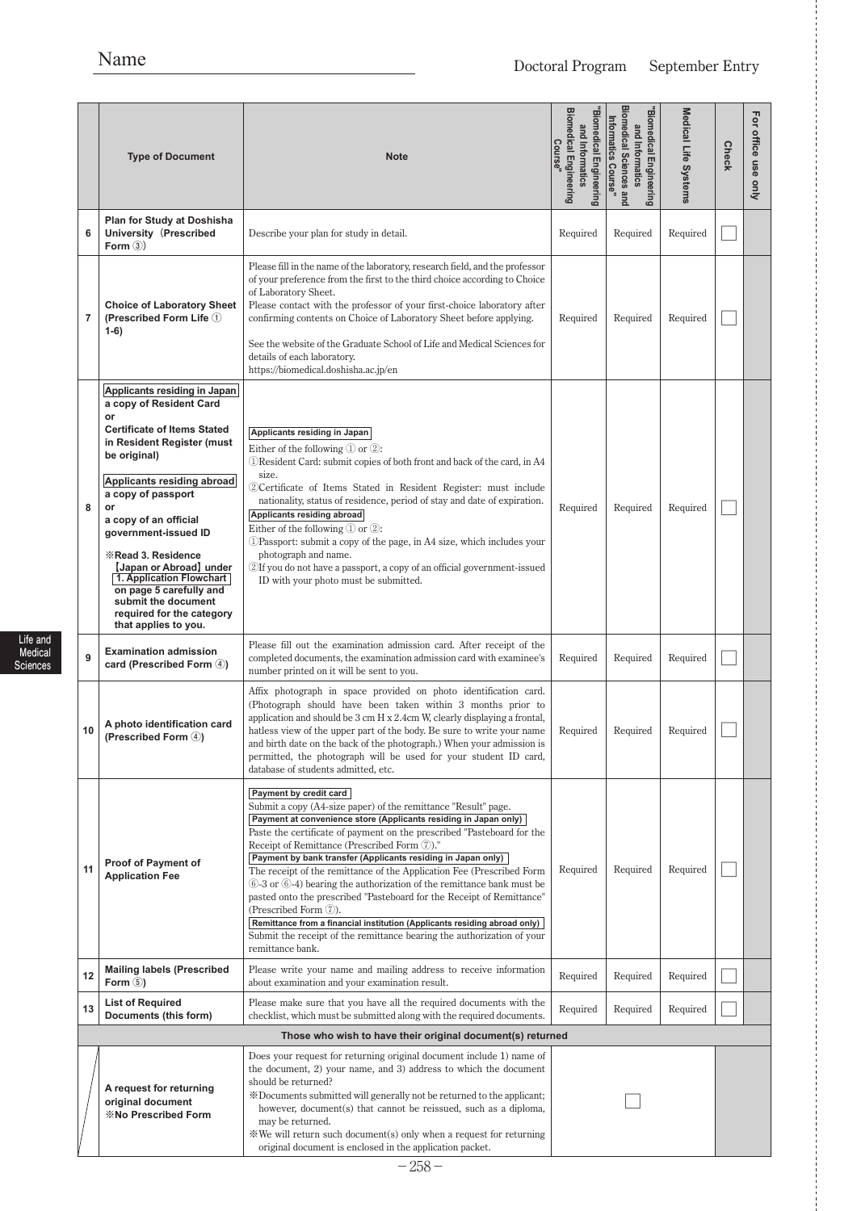Name

Doctoral Program September Entry

| | Type of Document | Note | "Biomedical Engineering and Informatics Biomedical Engineering Course" | "Biomedical Engineering and Informatics Biomedical Sciences and Informatics Course" | Medical Life Systems | Check | For office use only |
|---|---|---|---|---|---|---|---|
| 6 | **Plan for Study at Doshisha University（Prescribed Form ③)** | Describe your plan for study in detail. | Required | Required | Required | ☐ | |
| 7 | **Choice of Laboratory Sheet (Prescribed Form Life ① 1-6)** | Please fill in the name of the laboratory, research field, and the professor of your preference from the first to the third choice according to Choice of Laboratory Sheet.<br>Please contact with the professor of your first-choice laboratory after confirming contents on Choice of Laboratory Sheet before applying.<br><br>See the website of the Graduate School of Life and Medical Sciences for details of each laboratory.<br>https://biomedical.doshisha.ac.jp/en | Required | Required | Required | ☐ | |
| 8 | **Applicants residing in Japan**<br>**a copy of Resident Card**<br>**or**<br>**Certificate of Items Stated in Resident Register (must be original)**<br><br>**Applicants residing abroad**<br>**a copy of passport**<br>**or**<br>**a copy of an official government-issued ID**<br><br>**※Read 3. Residence【Japan or Abroad】under 1. Application Flowchart on page 5 carefully and submit the document required for the category that applies to you.** | **Applicants residing in Japan**<br>Either of the following ① or ②:<br>①Resident Card: submit copies of both front and back of the card, in A4 size.<br>②Certificate of Items Stated in Resident Register: must include nationality, status of residence, period of stay and date of expiration.<br>**Applicants residing abroad**<br>Either of the following ① or ②:<br>①Passport: submit a copy of the page, in A4 size, which includes your photograph and name.<br>②If you do not have a passport, a copy of an official government-issued ID with your photo must be submitted. | Required | Required | Required | ☐ | |
| 9 | **Examination admission card (Prescribed Form ④)** | Please fill out the examination admission card. After receipt of the completed documents, the examination admission card with examinee's number printed on it will be sent to you. | Required | Required | Required | ☐ | |
| 10 | **A photo identification card (Prescribed Form ④)** | Affix photograph in space provided on photo identification card. (Photograph should have been taken within 3 months prior to application and should be 3 cm H x 2.4cm W, clearly displaying a frontal, hatless view of the upper part of the body. Be sure to write your name and birth date on the back of the photograph.) When your admission is permitted, the photograph will be used for your student ID card, database of students admitted, etc. | Required | Required | Required | ☐ | |
| 11 | **Proof of Payment of Application Fee** | **Payment by credit card**<br>Submit a copy (A4-size paper) of the remittance "Result" page.<br>**Payment at convenience store (Applicants residing in Japan only)**<br>Paste the certificate of payment on the prescribed "Pasteboard for the Receipt of Remittance (Prescribed Form ⑦)."<br>**Payment by bank transfer (Applicants residing in Japan only)**<br>The receipt of the remittance of the Application Fee (Prescribed Form ⑥-3 or ⑥-4) bearing the authorization of the remittance bank must be pasted onto the prescribed "Pasteboard for the Receipt of Remittance" (Prescribed Form ⑦).<br>**Remittance from a financial institution (Applicants residing abroad only)**<br>Submit the receipt of the remittance bearing the authorization of your remittance bank. | Required | Required | Required | ☐ | |
| 12 | **Mailing labels (Prescribed Form ⑤)** | Please write your name and mailing address to receive information about examination and your examination result. | Required | Required | Required | ☐ | |
| 13 | **List of Required Documents (this form)** | Please make sure that you have all the required documents with the checklist, which must be submitted along with the required documents. | Required | Required | Required | ☐ | |
| | **Those who wish to have their original document(s) returned** | | | | | | |
| | **A request for returning original document**<br>**※No Prescribed Form** | Does your request for returning original document include 1) name of the document, 2) your name, and 3) address to which the document should be returned?<br>※Documents submitted will generally not be returned to the applicant; however, document(s) that cannot be reissued, such as a diploma, may be returned.<br>※We will return such document(s) only when a request for returning original document is enclosed in the application packet. | | ☐ | | | |

Life and Medical Sciences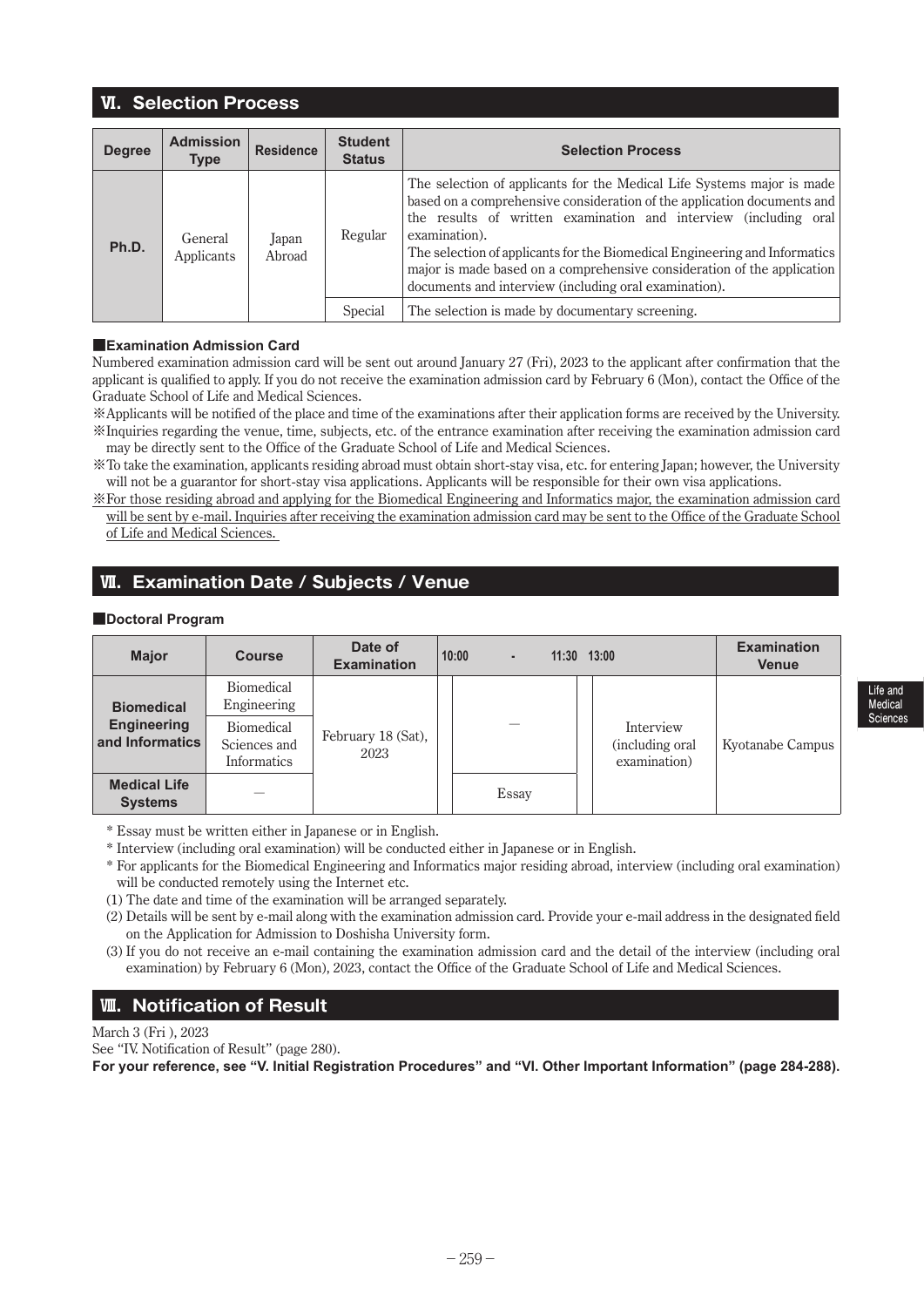## Ⅵ. Selection Process

| Degree | Admission Type | Residence | Student Status | Selection Process |
|---|---|---|---|---|
| Ph.D. | General Applicants | Japan Abroad | Regular | The selection of applicants for the Medical Life Systems major is made based on a comprehensive consideration of the application documents and the results of written examination and interview (including oral examination). The selection of applicants for the Biomedical Engineering and Informatics major is made based on a comprehensive consideration of the application documents and interview (including oral examination). |
| | | | Special | The selection is made by documentary screening. |

**■Examination Admission Card**

Numbered examination admission card will be sent out around January 27 (Fri), 2023 to the applicant after confirmation that the applicant is qualified to apply. If you do not receive the examination admission card by February 6 (Mon), contact the Office of the Graduate School of Life and Medical Sciences.

※Applicants will be notified of the place and time of the examinations after their application forms are received by the University.

※Inquiries regarding the venue, time, subjects, etc. of the entrance examination after receiving the examination admission card may be directly sent to the Office of the Graduate School of Life and Medical Sciences.

※To take the examination, applicants residing abroad must obtain short-stay visa, etc. for entering Japan; however, the University will not be a guarantor for short-stay visa applications. Applicants will be responsible for their own visa applications.

※For those residing abroad and applying for the Biomedical Engineering and Informatics major, the examination admission card will be sent by e-mail. Inquiries after receiving the examination admission card may be sent to the Office of the Graduate School of Life and Medical Sciences.

## Ⅶ. Examination Date / Subjects / Venue

**■Doctoral Program**

| Major | Course | Date of Examination | 10:00 - 11:30 | 13:00 | Examination Venue |
|---|---|---|---|---|---|
| Biomedical Engineering and Informatics | Biomedical Engineering | February 18 (Sat), 2023 | — | Interview (including oral examination) | Kyotanabe Campus |
| | Biomedical Sciences and Informatics | | | | |
| Medical Life Systems | — | | Essay | | |

\* Essay must be written either in Japanese or in English.

\* Interview (including oral examination) will be conducted either in Japanese or in English.

\* For applicants for the Biomedical Engineering and Informatics major residing abroad, interview (including oral examination) will be conducted remotely using the Internet etc.

(1) The date and time of the examination will be arranged separately.

(2) Details will be sent by e-mail along with the examination admission card. Provide your e-mail address in the designated field on the Application for Admission to Doshisha University form.

(3) If you do not receive an e-mail containing the examination admission card and the detail of the interview (including oral examination) by February 6 (Mon), 2023, contact the Office of the Graduate School of Life and Medical Sciences.

## Ⅷ. Notification of Result

March 3 (Fri ), 2023

See "IV. Notification of Result" (page 280).

**For your reference, see "V. Initial Registration Procedures" and "VI. Other Important Information" (page 284-288).**